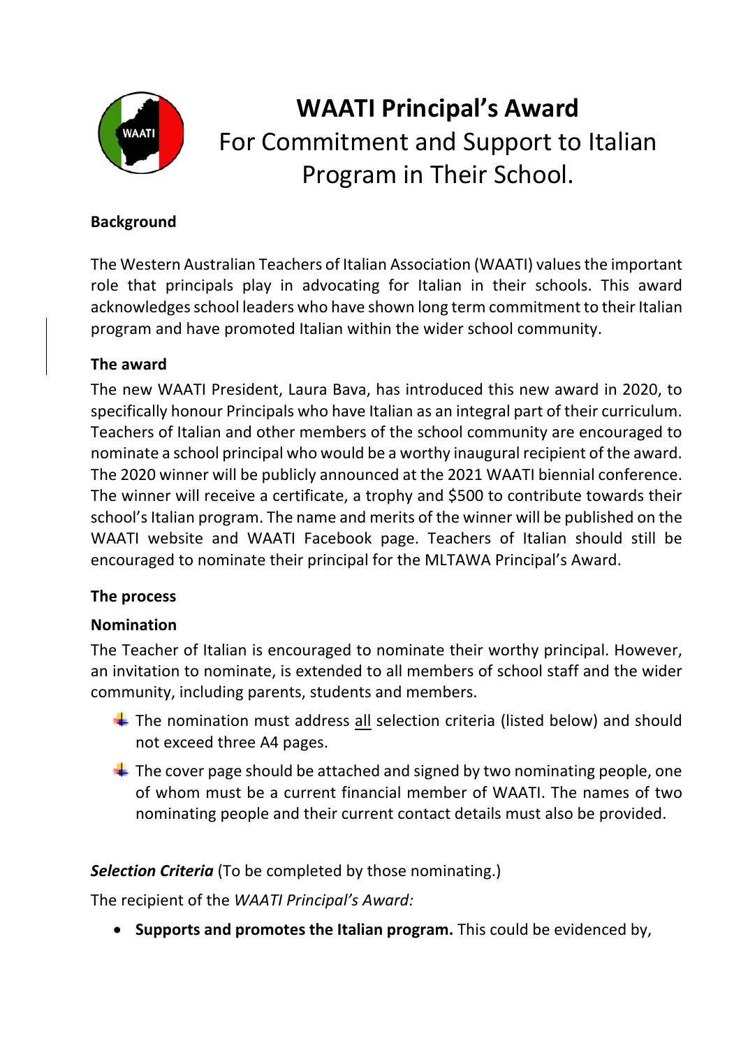# WAATI Principal's Award

For Commitment and Support to Italian Program in Their School.

**Background**

The Western Australian Teachers of Italian Association (WAATI) values the important role that principals play in advocating for Italian in their schools. This award acknowledges school leaders who have shown long term commitment to their Italian program and have promoted Italian within the wider school community.

**The award**

The new WAATI President, Laura Bava, has introduced this new award in 2020, to specifically honour Principals who have Italian as an integral part of their curriculum. Teachers of Italian and other members of the school community are encouraged to nominate a school principal who would be a worthy inaugural recipient of the award. The 2020 winner will be publicly announced at the 2021 WAATI biennial conference. The winner will receive a certificate, a trophy and $500 to contribute towards their school's Italian program. The name and merits of the winner will be published on the WAATI website and WAATI Facebook page. Teachers of Italian should still be encouraged to nominate their principal for the MLTAWA Principal's Award.

**The process**

**Nomination**

The Teacher of Italian is encouraged to nominate their worthy principal. However, an invitation to nominate, is extended to all members of school staff and the wider community, including parents, students and members.

- The nomination must address all selection criteria (listed below) and should not exceed three A4 pages.
- The cover page should be attached and signed by two nominating people, one of whom must be a current financial member of WAATI. The names of two nominating people and their current contact details must also be provided.

***Selection Criteria*** (To be completed by those nominating.)

The recipient of the *WAATI Principal's Award:*

- **Supports and promotes the Italian program.** This could be evidenced by,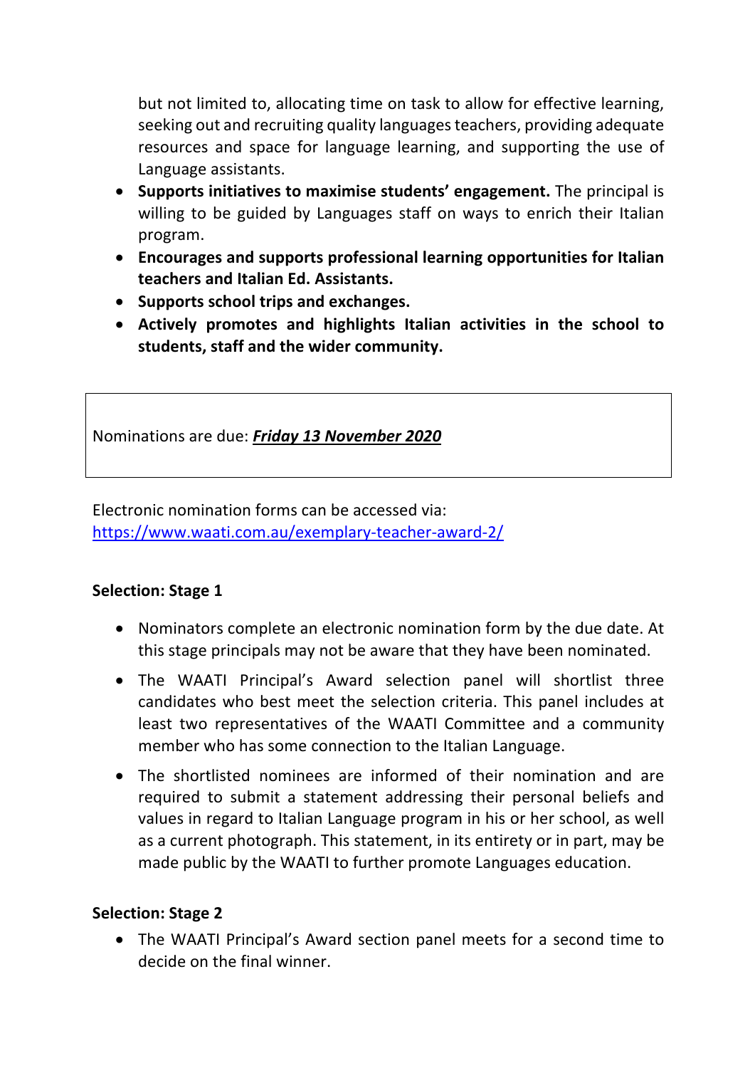but not limited to, allocating time on task to allow for effective learning, seeking out and recruiting quality languages teachers, providing adequate resources and space for language learning, and supporting the use of Language assistants.

- **Supports initiatives to maximise students' engagement.** The principal is willing to be guided by Languages staff on ways to enrich their Italian program.
- **Encourages and supports professional learning opportunities for Italian teachers and Italian Ed. Assistants.**
- **Supports school trips and exchanges.**
- **Actively promotes and highlights Italian activities in the school to students, staff and the wider community.**

Nominations are due: ***Friday 13 November 2020***

Electronic nomination forms can be accessed via:
https://www.waati.com.au/exemplary-teacher-award-2/

**Selection: Stage 1**

- Nominators complete an electronic nomination form by the due date. At this stage principals may not be aware that they have been nominated.
- The WAATI Principal's Award selection panel will shortlist three candidates who best meet the selection criteria. This panel includes at least two representatives of the WAATI Committee and a community member who has some connection to the Italian Language.
- The shortlisted nominees are informed of their nomination and are required to submit a statement addressing their personal beliefs and values in regard to Italian Language program in his or her school, as well as a current photograph. This statement, in its entirety or in part, may be made public by the WAATI to further promote Languages education.

**Selection: Stage 2**

- The WAATI Principal's Award section panel meets for a second time to decide on the final winner.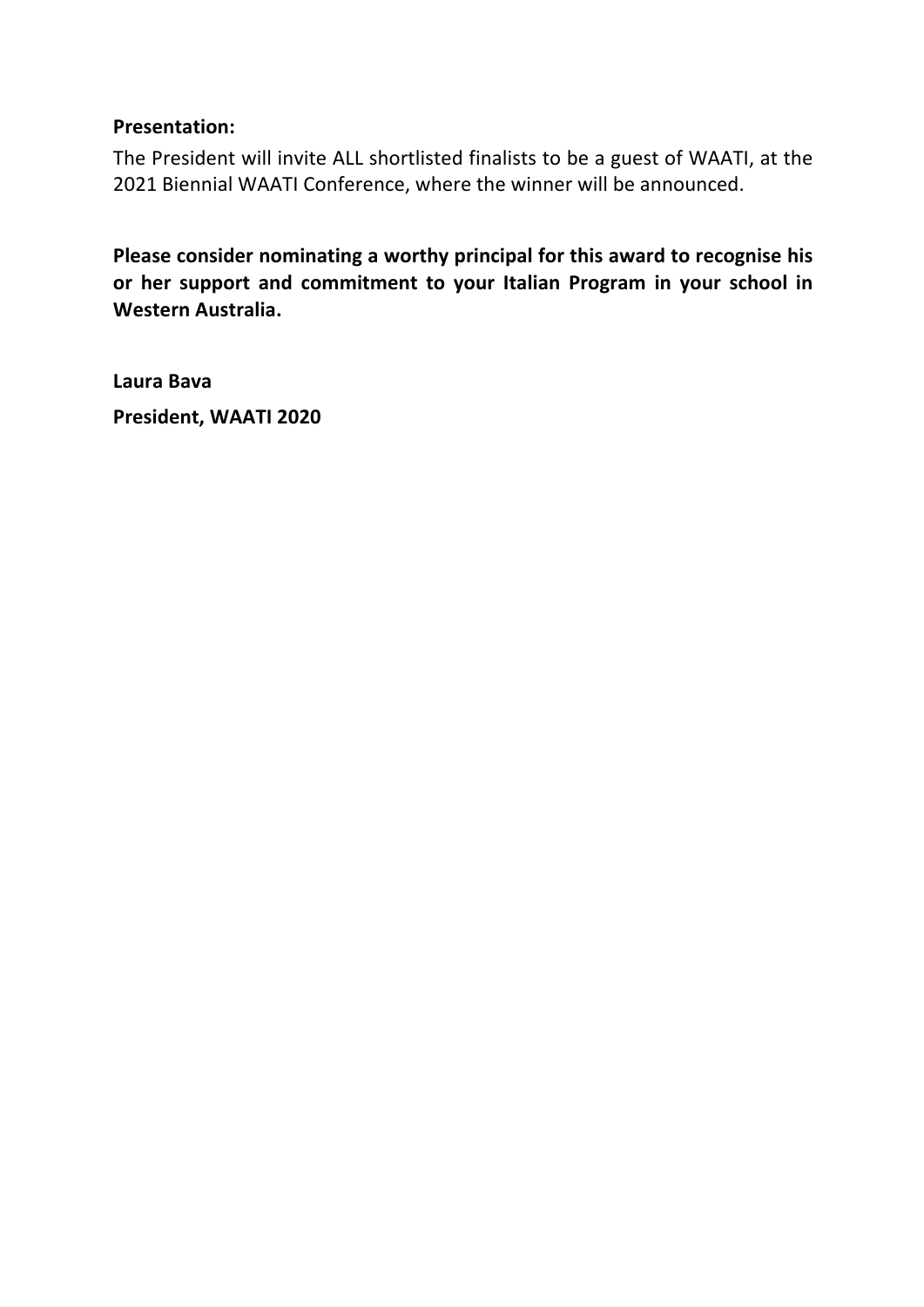**Presentation:**

The President will invite ALL shortlisted finalists to be a guest of WAATI, at the 2021 Biennial WAATI Conference, where the winner will be announced.

**Please consider nominating a worthy principal for this award to recognise his or her support and commitment to your Italian Program in your school in Western Australia.**

**Laura Bava**

**President, WAATI 2020**